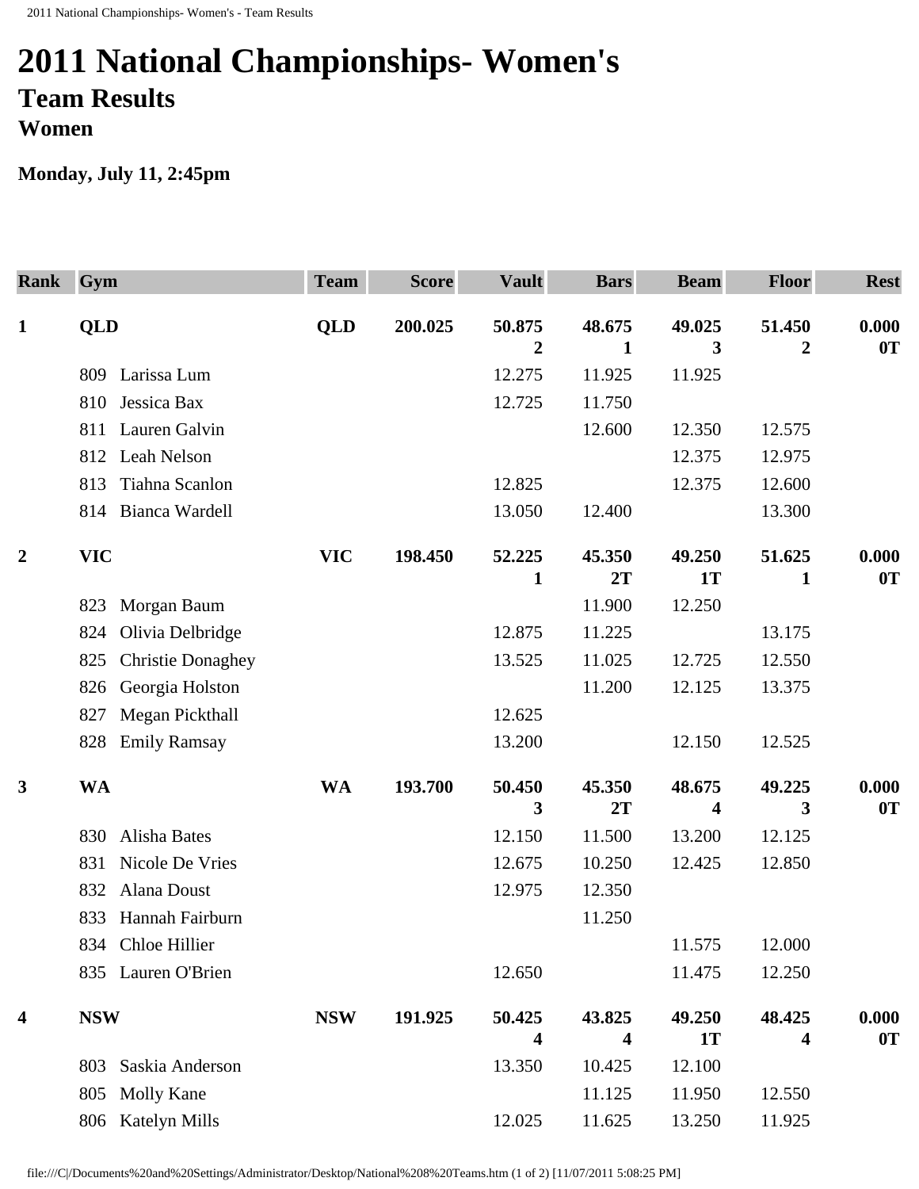# 2011 National Championships- Women's

## Team Results

### Women

**Monday, July 11, 2:45pm**

| Rank | Gym | Team | Score | Vault | Bars | Beam | Floor | Rest |
|---|---|---|---|---|---|---|---|---|
| **1** | **QLD** | **QLD** | **200.025** | **50.875 2** | **48.675 1** | **49.025 3** | **51.450 2** | **0.000 0T** |
| | 809 Larissa Lum | | | 12.275 | 11.925 | 11.925 | | |
| | 810 Jessica Bax | | | 12.725 | 11.750 | | | |
| | 811 Lauren Galvin | | | | 12.600 | 12.350 | 12.575 | |
| | 812 Leah Nelson | | | | | 12.375 | 12.975 | |
| | 813 Tiahna Scanlon | | | 12.825 | | 12.375 | 12.600 | |
| | 814 Bianca Wardell | | | 13.050 | 12.400 | | 13.300 | |
| **2** | **VIC** | **VIC** | **198.450** | **52.225 1** | **45.350 2T** | **49.250 1T** | **51.625 1** | **0.000 0T** |
| | 823 Morgan Baum | | | | 11.900 | 12.250 | | |
| | 824 Olivia Delbridge | | | 12.875 | 11.225 | | 13.175 | |
| | 825 Christie Donaghey | | | 13.525 | 11.025 | 12.725 | 12.550 | |
| | 826 Georgia Holston | | | | 11.200 | 12.125 | 13.375 | |
| | 827 Megan Pickthall | | | 12.625 | | | | |
| | 828 Emily Ramsay | | | 13.200 | | 12.150 | 12.525 | |
| **3** | **WA** | **WA** | **193.700** | **50.450 3** | **45.350 2T** | **48.675 4** | **49.225 3** | **0.000 0T** |
| | 830 Alisha Bates | | | 12.150 | 11.500 | 13.200 | 12.125 | |
| | 831 Nicole De Vries | | | 12.675 | 10.250 | 12.425 | 12.850 | |
| | 832 Alana Doust | | | 12.975 | 12.350 | | | |
| | 833 Hannah Fairburn | | | | 11.250 | | | |
| | 834 Chloe Hillier | | | | | 11.575 | 12.000 | |
| | 835 Lauren O'Brien | | | 12.650 | | 11.475 | 12.250 | |
| **4** | **NSW** | **NSW** | **191.925** | **50.425 4** | **43.825 4** | **49.250 1T** | **48.425 4** | **0.000 0T** |
| | 803 Saskia Anderson | | | 13.350 | 10.425 | 12.100 | | |
| | 805 Molly Kane | | | | 11.125 | 11.950 | 12.550 | |
| | 806 Katelyn Mills | | | 12.025 | 11.625 | 13.250 | 11.925 | |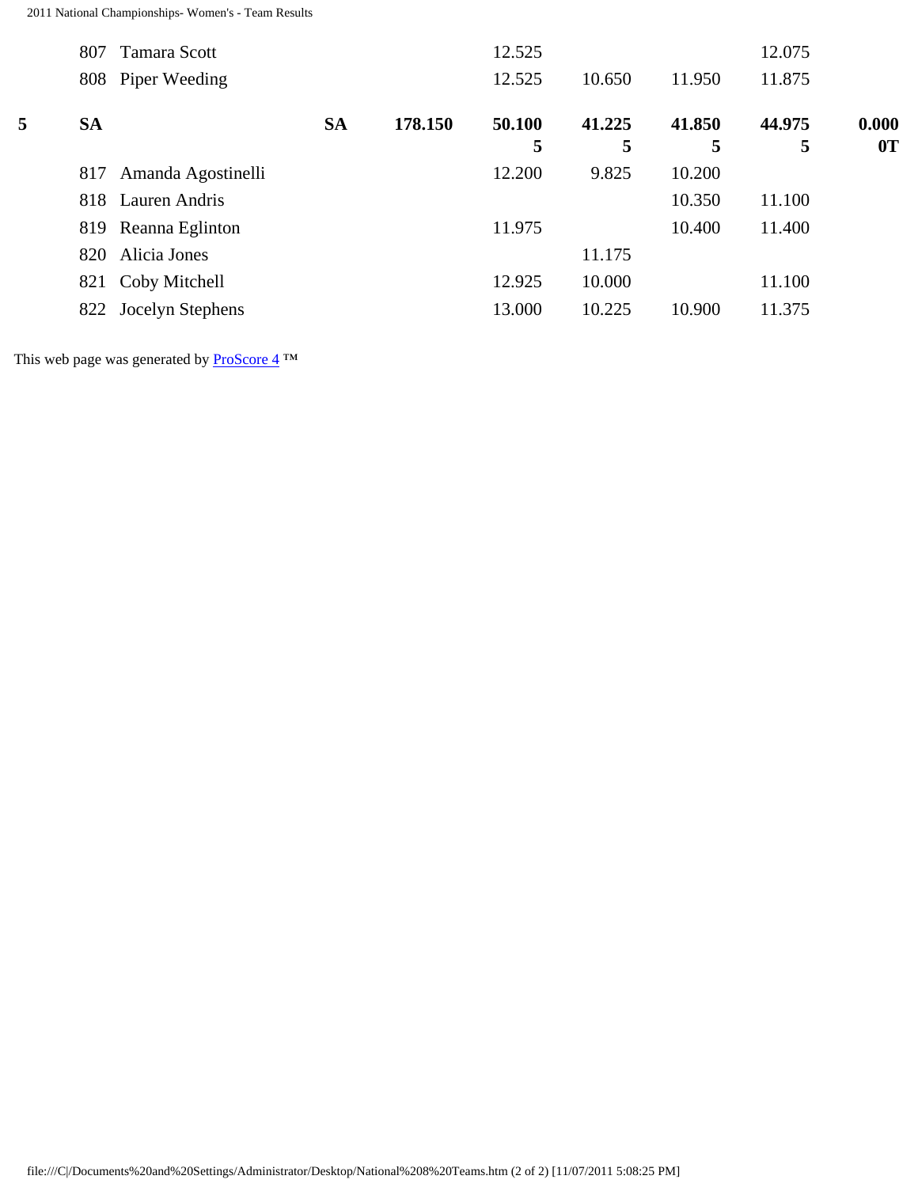| | | | | | | | | | |
|---|---|---|---|---|---|---|---|---|---|
| | 807 | Tamara Scott | | | 12.525 | | | 12.075 | |
| | 808 | Piper Weeding | | | 12.525 | 10.650 | 11.950 | 11.875 | |
| **5** | **SA** | | **SA** | **178.150** | **50.100 5** | **41.225 5** | **41.850 5** | **44.975 5** | **0.000 0T** |
| | 817 | Amanda Agostinelli | | | 12.200 | 9.825 | 10.200 | | |
| | 818 | Lauren Andris | | | | | 10.350 | 11.100 | |
| | 819 | Reanna Eglinton | | | 11.975 | | 10.400 | 11.400 | |
| | 820 | Alicia Jones | | | | 11.175 | | | |
| | 821 | Coby Mitchell | | | 12.925 | 10.000 | | 11.100 | |
| | 822 | Jocelyn Stephens | | | 13.000 | 10.225 | 10.900 | 11.375 | |

This web page was generated by ProScore 4 ™